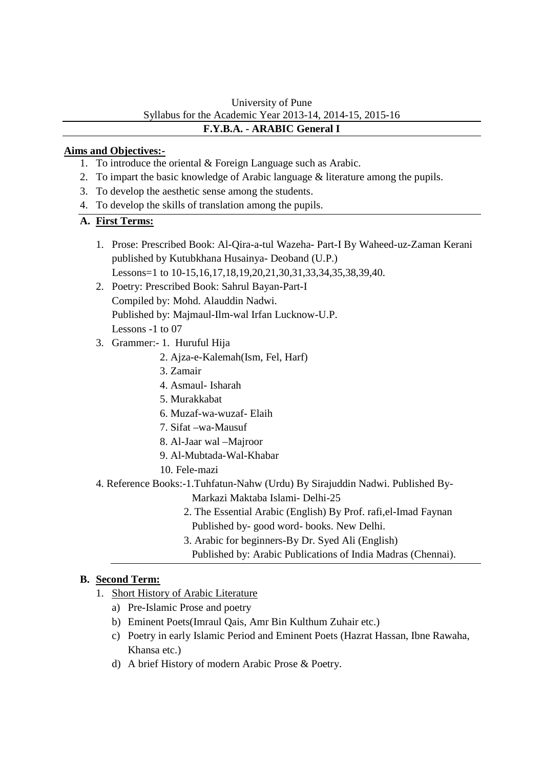University of Pune

Syllabus for the Academic Year 2013-14, 2014-15, 2015-16

## F.Y.B.A. - ARABIC General I

**Aims and Objectives:-**

1. To introduce the oriental & Foreign Language such as Arabic.
2. To impart the basic knowledge of Arabic language & literature among the pupils.
3. To develop the aesthetic sense among the students.
4. To develop the skills of translation among the pupils.

### A. First Terms:

1. Prose: Prescribed Book: Al-Qira-a-tul Wazeha- Part-I By Waheed-uz-Zaman Kerani published by Kutubkhana Husainya- Deoband (U.P.)
   Lessons=1 to 10-15,16,17,18,19,20,21,30,31,33,34,35,38,39,40.
2. Poetry: Prescribed Book: Sahrul Bayan-Part-I
   Compiled by: Mohd. Alauddin Nadwi.
   Published by: Majmaul-Ilm-wal Irfan Lucknow-U.P.
   Lessons -1 to 07
3. Grammer:- 1. Huruful Hija
   2. Ajza-e-Kalemah(Ism, Fel, Harf)
   3. Zamair
   4. Asmaul- Isharah
   5. Murakkabat
   6. Muzaf-wa-wuzaf- Elaih
   7. Sifat –wa-Mausuf
   8. Al-Jaar wal –Majroor
   9. Al-Mubtada-Wal-Khabar
   10. Fele-mazi
4. Reference Books:-1.Tuhfatun-Nahw (Urdu) By Sirajuddin Nadwi. Published By- Markazi Maktaba Islami- Delhi-25
   2. The Essential Arabic (English) By Prof. rafi,el-Imad Faynan Published by- good word- books. New Delhi.
   3. Arabic for beginners-By Dr. Syed Ali (English) Published by: Arabic Publications of India Madras (Chennai).

### B. Second Term:

1. Short History of Arabic Literature
   a) Pre-Islamic Prose and poetry
   b) Eminent Poets(Imraul Qais, Amr Bin Kulthum Zuhair etc.)
   c) Poetry in early Islamic Period and Eminent Poets (Hazrat Hassan, Ibne Rawaha, Khansa etc.)
   d) A brief History of modern Arabic Prose & Poetry.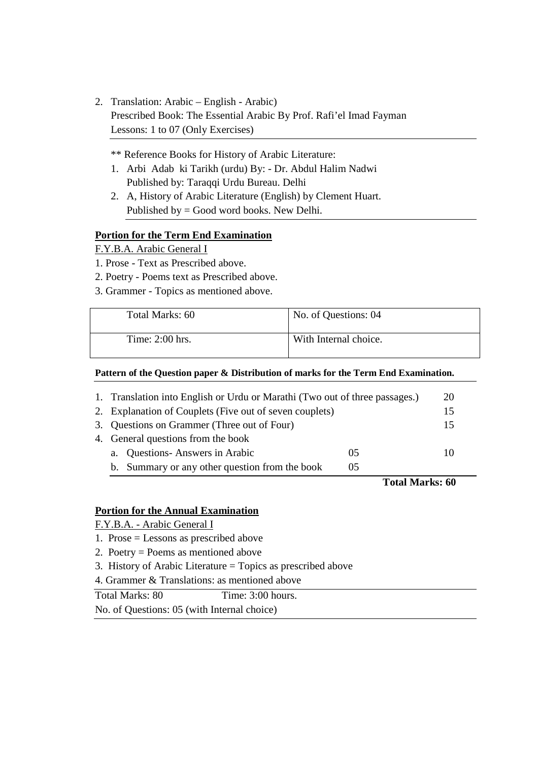2. Translation: Arabic – English - Arabic)
   Prescribed Book: The Essential Arabic By Prof. Rafi'el Imad Fayman
   Lessons: 1 to 07 (Only Exercises)

** Reference Books for History of Arabic Literature:

1. Arbi Adab ki Tarikh (urdu) By: - Dr. Abdul Halim Nadwi
   Published by: Taraqqi Urdu Bureau. Delhi
2. A, History of Arabic Literature (English) by Clement Huart.
   Published by = Good word books. New Delhi.

**Portion for the Term End Examination**

F.Y.B.A. Arabic General I

1. Prose - Text as Prescribed above.
2. Poetry - Poems text as Prescribed above.
3. Grammer - Topics as mentioned above.

| Total Marks: 60 | No. of Questions: 04 |
|---|---|
| Time: 2:00 hrs. | With Internal choice. |

**Pattern of the Question paper & Distribution of marks for the Term End Examination.**

| | | | |
|---|---|---|---|
| 1. | Translation into English or Urdu or Marathi (Two out of three passages.) | | 20 |
| 2. | Explanation of Couplets (Five out of seven couplets) | | 15 |
| 3. | Questions on Grammer (Three out of Four) | | 15 |
| 4. | General questions from the book | | |
| | a. Questions- Answers in Arabic | 05 | 10 |
| | b. Summary or any other question from the book | 05 | |
| | | | **Total Marks: 60** |

**Portion for the Annual Examination**

F.Y.B.A. - Arabic General I

1. Prose = Lessons as prescribed above
2. Poetry = Poems as mentioned above
3. History of Arabic Literature = Topics as prescribed above
4. Grammer & Translations: as mentioned above

Total Marks: 80 Time: 3:00 hours.

No. of Questions: 05 (with Internal choice)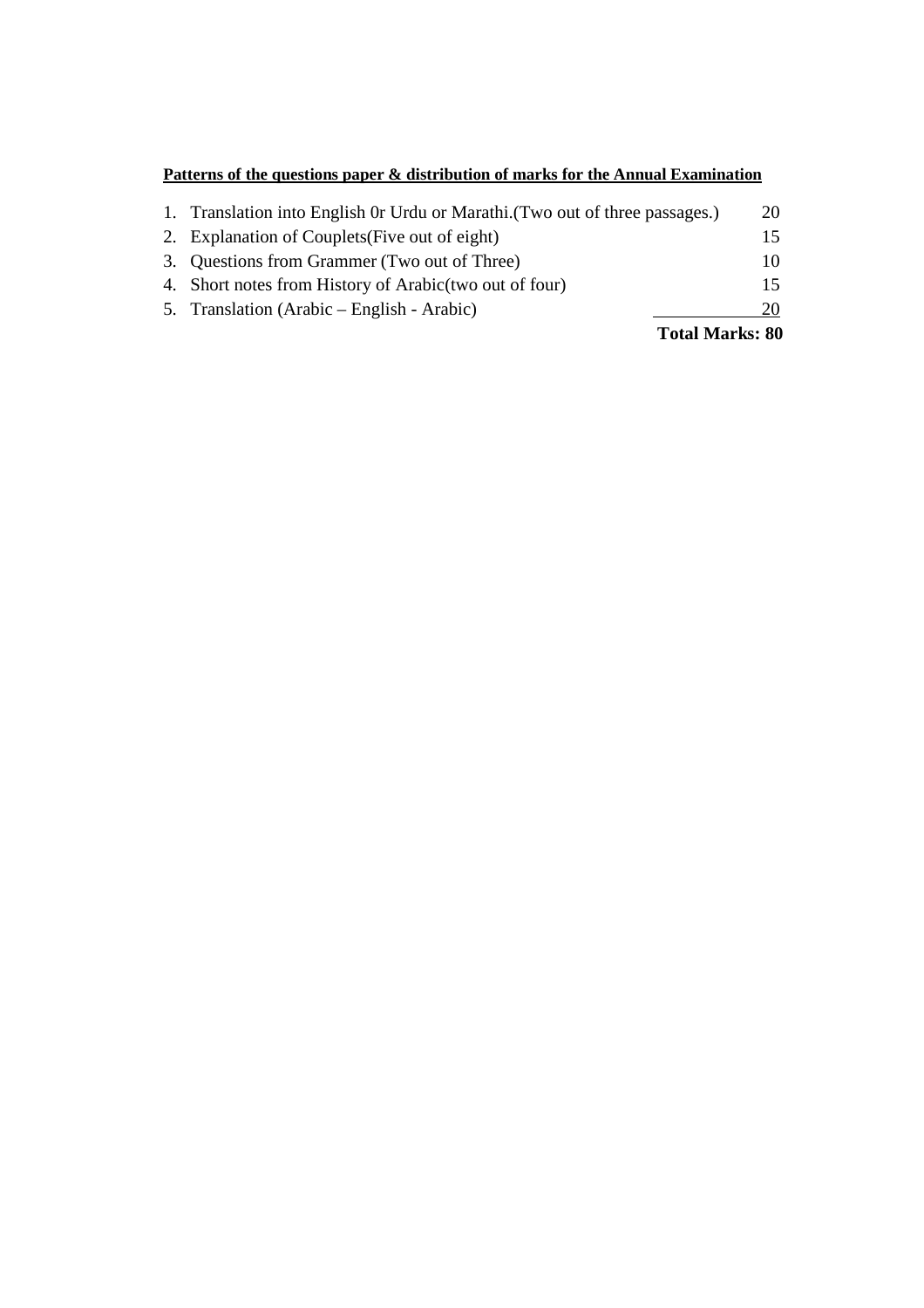**Patterns of the questions paper & distribution of marks for the Annual Examination**

| | | |
|---|---|---|
| 1. | Translation into English 0r Urdu or Marathi.(Two out of three passages.) | 20 |
| 2. | Explanation of Couplets(Five out of eight) | 15 |
| 3. | Questions from Grammer (Two out of Three) | 10 |
| 4. | Short notes from History of Arabic(two out of four) | 15 |
| 5. | Translation (Arabic – English - Arabic) | 20 |
| | | **Total Marks: 80** |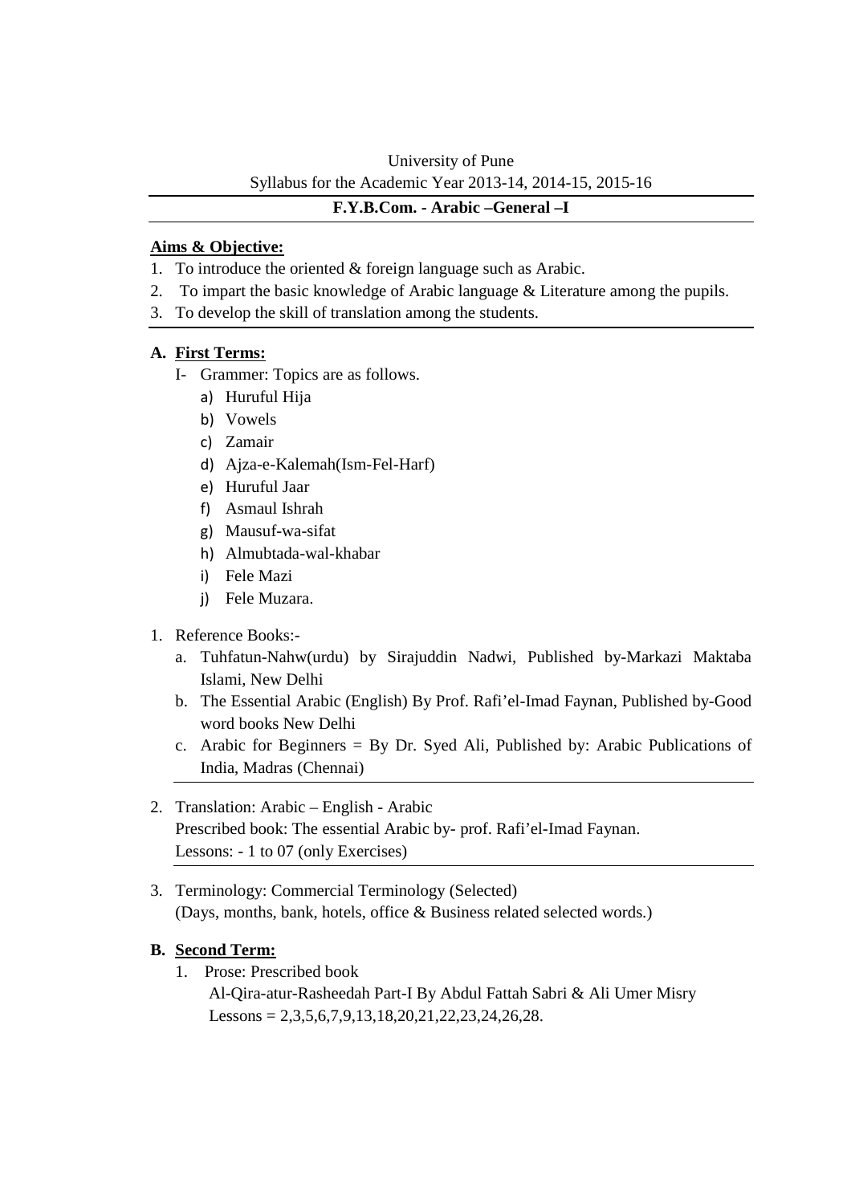University of Pune

Syllabus for the Academic Year 2013-14, 2014-15, 2015-16

**F.Y.B.Com. - Arabic –General –I**

**Aims & Objective:**

1. To introduce the oriented & foreign language such as Arabic.
2. To impart the basic knowledge of Arabic language & Literature among the pupils.
3. To develop the skill of translation among the students.

**A. First Terms:**

I- Grammer: Topics are as follows.

a) Huruful Hija
b) Vowels
c) Zamair
d) Ajza-e-Kalemah(Ism-Fel-Harf)
e) Huruful Jaar
f) Asmaul Ishrah
g) Mausuf-wa-sifat
h) Almubtada-wal-khabar
i) Fele Mazi
j) Fele Muzara.

1. Reference Books:-
   a. Tuhfatun-Nahw(urdu) by Sirajuddin Nadwi, Published by-Markazi Maktaba Islami, New Delhi
   b. The Essential Arabic (English) By Prof. Rafi'el-Imad Faynan, Published by-Good word books New Delhi
   c. Arabic for Beginners = By Dr. Syed Ali, Published by: Arabic Publications of India, Madras (Chennai)

2. Translation: Arabic – English - Arabic
   Prescribed book: The essential Arabic by- prof. Rafi'el-Imad Faynan.
   Lessons: - 1 to 07 (only Exercises)

3. Terminology: Commercial Terminology (Selected)
   (Days, months, bank, hotels, office & Business related selected words.)

**B. Second Term:**

1. Prose: Prescribed book
   Al-Qira-atur-Rasheedah Part-I By Abdul Fattah Sabri & Ali Umer Misry
   Lessons = 2,3,5,6,7,9,13,18,20,21,22,23,24,26,28.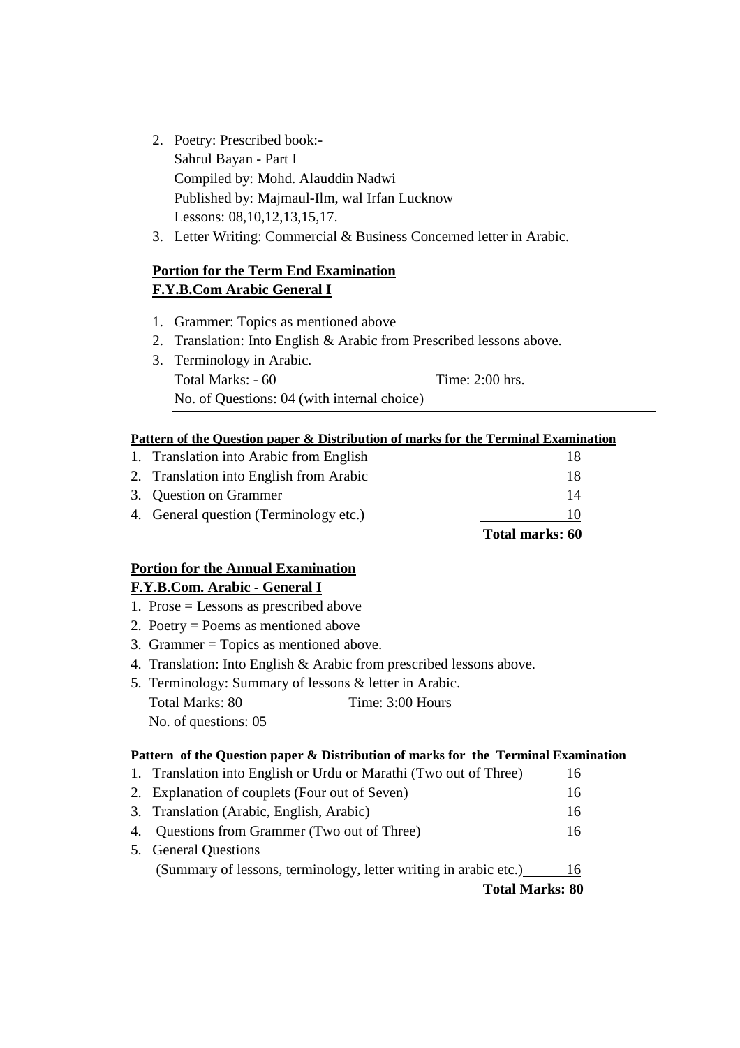2. Poetry: Prescribed book:-
   Sahrul Bayan - Part I
   Compiled by: Mohd. Alauddin Nadwi
   Published by: Majmaul-Ilm, wal Irfan Lucknow
   Lessons: 08,10,12,13,15,17.
3. Letter Writing: Commercial & Business Concerned letter in Arabic.

---

**Portion for the Term End Examination**
**F.Y.B.Com Arabic General I**

1. Grammer: Topics as mentioned above
2. Translation: Into English & Arabic from Prescribed lessons above.
3. Terminology in Arabic.
   Total Marks: - 60 Time: 2:00 hrs.
   No. of Questions: 04 (with internal choice)

---

**Pattern of the Question paper & Distribution of marks for the Terminal Examination**

| | |
|---|---|
| 1. Translation into Arabic from English | 18 |
| 2. Translation into English from Arabic | 18 |
| 3. Question on Grammer | 14 |
| 4. General question (Terminology etc.) | 10 |
| | **Total marks: 60** |

**Portion for the Annual Examination**
**F.Y.B.Com. Arabic - General I**

1. Prose = Lessons as prescribed above
2. Poetry = Poems as mentioned above
3. Grammer = Topics as mentioned above.
4. Translation: Into English & Arabic from prescribed lessons above.
5. Terminology: Summary of lessons & letter in Arabic.
   Total Marks: 80 Time: 3:00 Hours
   No. of questions: 05

---

**Pattern of the Question paper & Distribution of marks for the Terminal Examination**

| | |
|---|---|
| 1. Translation into English or Urdu or Marathi (Two out of Three) | 16 |
| 2. Explanation of couplets (Four out of Seven) | 16 |
| 3. Translation (Arabic, English, Arabic) | 16 |
| 4. Questions from Grammer (Two out of Three) | 16 |
| 5. General Questions (Summary of lessons, terminology, letter writing in arabic etc.) | 16 |
| | **Total Marks: 80** |